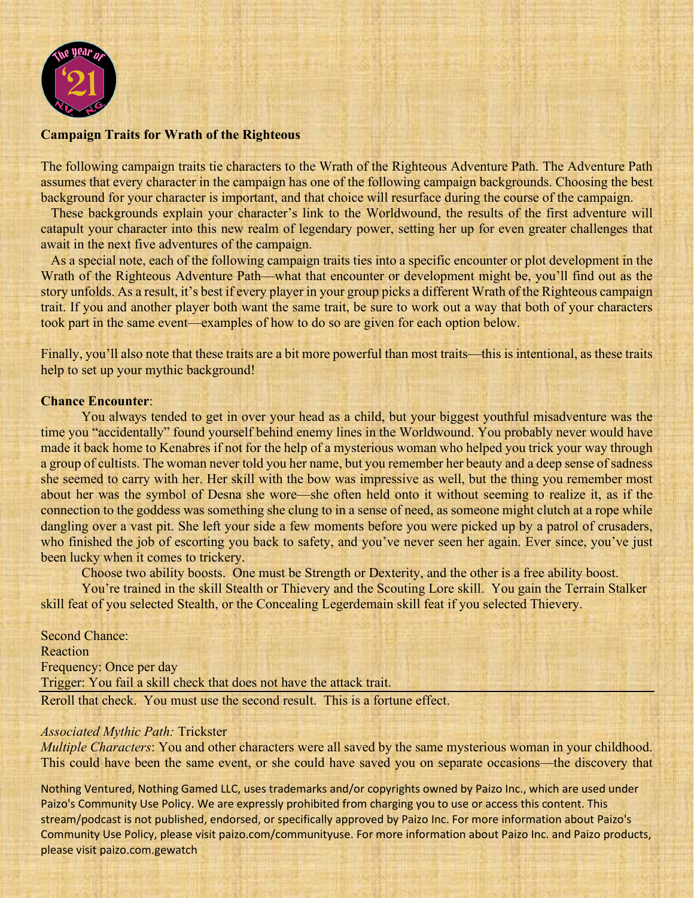**Campaign Traits for Wrath of the Righteous**

The following campaign traits tie characters to the Wrath of the Righteous Adventure Path. The Adventure Path assumes that every character in the campaign has one of the following campaign backgrounds. Choosing the best background for your character is important, and that choice will resurface during the course of the campaign.

These backgrounds explain your character's link to the Worldwound, the results of the first adventure will catapult your character into this new realm of legendary power, setting her up for even greater challenges that await in the next five adventures of the campaign.

As a special note, each of the following campaign traits ties into a specific encounter or plot development in the Wrath of the Righteous Adventure Path—what that encounter or development might be, you'll find out as the story unfolds. As a result, it's best if every player in your group picks a different Wrath of the Righteous campaign trait. If you and another player both want the same trait, be sure to work out a way that both of your characters took part in the same event—examples of how to do so are given for each option below.

Finally, you'll also note that these traits are a bit more powerful than most traits—this is intentional, as these traits help to set up your mythic background!

**Chance Encounter**:

You always tended to get in over your head as a child, but your biggest youthful misadventure was the time you "accidentally" found yourself behind enemy lines in the Worldwound. You probably never would have made it back home to Kenabres if not for the help of a mysterious woman who helped you trick your way through a group of cultists. The woman never told you her name, but you remember her beauty and a deep sense of sadness she seemed to carry with her. Her skill with the bow was impressive as well, but the thing you remember most about her was the symbol of Desna she wore—she often held onto it without seeming to realize it, as if the connection to the goddess was something she clung to in a sense of need, as someone might clutch at a rope while dangling over a vast pit. She left your side a few moments before you were picked up by a patrol of crusaders, who finished the job of escorting you back to safety, and you've never seen her again. Ever since, you've just been lucky when it comes to trickery.

Choose two ability boosts. One must be Strength or Dexterity, and the other is a free ability boost.

You're trained in the skill Stealth or Thievery and the Scouting Lore skill. You gain the Terrain Stalker skill feat of you selected Stealth, or the Concealing Legerdemain skill feat if you selected Thievery.

Second Chance:
Reaction
Frequency: Once per day
Trigger: You fail a skill check that does not have the attack trait.

---

Reroll that check. You must use the second result. This is a fortune effect.

*Associated Mythic Path:* Trickster

*Multiple Characters*: You and other characters were all saved by the same mysterious woman in your childhood. This could have been the same event, or she could have saved you on separate occasions—the discovery that

Nothing Ventured, Nothing Gamed LLC, uses trademarks and/or copyrights owned by Paizo Inc., which are used under Paizo's Community Use Policy. We are expressly prohibited from charging you to use or access this content. This stream/podcast is not published, endorsed, or specifically approved by Paizo Inc. For more information about Paizo's Community Use Policy, please visit paizo.com/communityuse. For more information about Paizo Inc. and Paizo products, please visit paizo.com.gewatch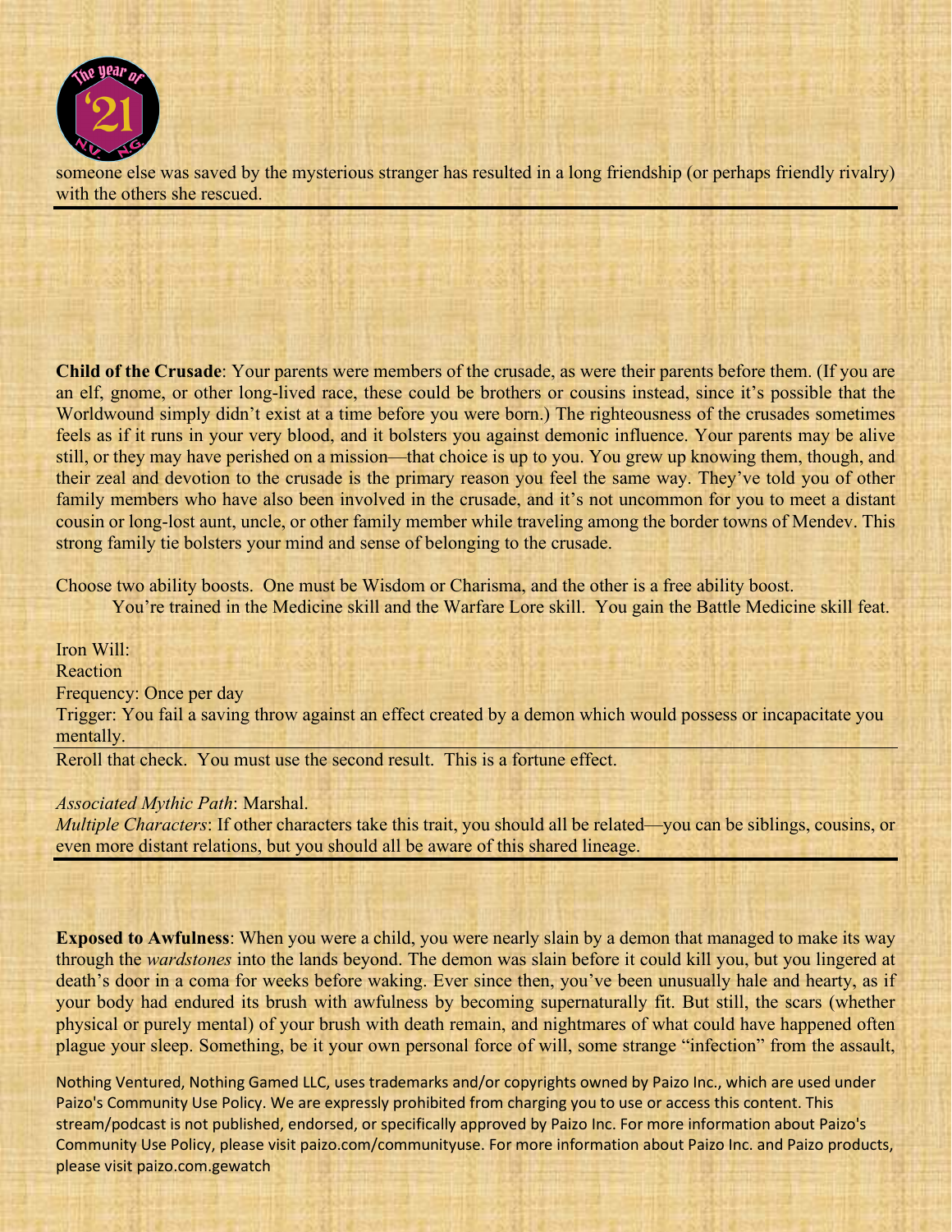someone else was saved by the mysterious stranger has resulted in a long friendship (or perhaps friendly rivalry) with the others she rescued.

---

**Child of the Crusade**: Your parents were members of the crusade, as were their parents before them. (If you are an elf, gnome, or other long-lived race, these could be brothers or cousins instead, since it's possible that the Worldwound simply didn't exist at a time before you were born.) The righteousness of the crusades sometimes feels as if it runs in your very blood, and it bolsters you against demonic influence. Your parents may be alive still, or they may have perished on a mission—that choice is up to you. You grew up knowing them, though, and their zeal and devotion to the crusade is the primary reason you feel the same way. They've told you of other family members who have also been involved in the crusade, and it's not uncommon for you to meet a distant cousin or long-lost aunt, uncle, or other family member while traveling among the border towns of Mendev. This strong family tie bolsters your mind and sense of belonging to the crusade.

Choose two ability boosts. One must be Wisdom or Charisma, and the other is a free ability boost.

You're trained in the Medicine skill and the Warfare Lore skill. You gain the Battle Medicine skill feat.

Iron Will:
Reaction
Frequency: Once per day
Trigger: You fail a saving throw against an effect created by a demon which would possess or incapacitate you mentally.

---

Reroll that check. You must use the second result. This is a fortune effect.

*Associated Mythic Path*: Marshal.

*Multiple Characters*: If other characters take this trait, you should all be related—you can be siblings, cousins, or even more distant relations, but you should all be aware of this shared lineage.

---

**Exposed to Awfulness**: When you were a child, you were nearly slain by a demon that managed to make its way through the *wardstones* into the lands beyond. The demon was slain before it could kill you, but you lingered at death's door in a coma for weeks before waking. Ever since then, you've been unusually hale and hearty, as if your body had endured its brush with awfulness by becoming supernaturally fit. But still, the scars (whether physical or purely mental) of your brush with death remain, and nightmares of what could have happened often plague your sleep. Something, be it your own personal force of will, some strange "infection" from the assault,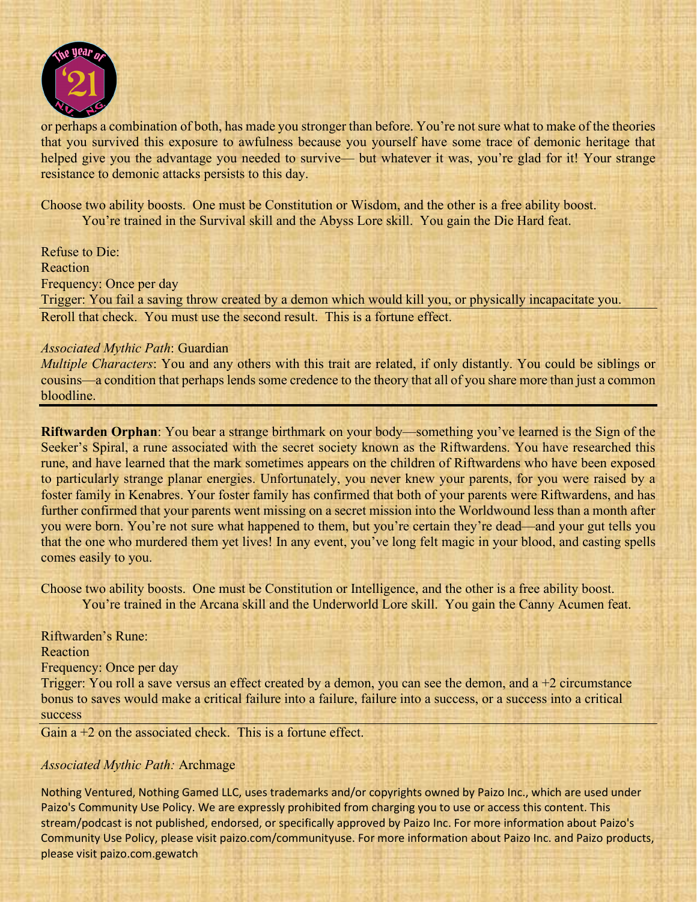or perhaps a combination of both, has made you stronger than before. You're not sure what to make of the theories that you survived this exposure to awfulness because you yourself have some trace of demonic heritage that helped give you the advantage you needed to survive— but whatever it was, you're glad for it! Your strange resistance to demonic attacks persists to this day.

Choose two ability boosts. One must be Constitution or Wisdom, and the other is a free ability boost.
You're trained in the Survival skill and the Abyss Lore skill. You gain the Die Hard feat.

Refuse to Die:
Reaction
Frequency: Once per day
Trigger: You fail a saving throw created by a demon which would kill you, or physically incapacitate you.

---

Reroll that check. You must use the second result. This is a fortune effect.

*Associated Mythic Path*: Guardian
*Multiple Characters*: You and any others with this trait are related, if only distantly. You could be siblings or cousins—a condition that perhaps lends some credence to the theory that all of you share more than just a common bloodline.

---

**Riftwarden Orphan**: You bear a strange birthmark on your body—something you've learned is the Sign of the Seeker's Spiral, a rune associated with the secret society known as the Riftwardens. You have researched this rune, and have learned that the mark sometimes appears on the children of Riftwardens who have been exposed to particularly strange planar energies. Unfortunately, you never knew your parents, for you were raised by a foster family in Kenabres. Your foster family has confirmed that both of your parents were Riftwardens, and has further confirmed that your parents went missing on a secret mission into the Worldwound less than a month after you were born. You're not sure what happened to them, but you're certain they're dead—and your gut tells you that the one who murdered them yet lives! In any event, you've long felt magic in your blood, and casting spells comes easily to you.

Choose two ability boosts. One must be Constitution or Intelligence, and the other is a free ability boost.
You're trained in the Arcana skill and the Underworld Lore skill. You gain the Canny Acumen feat.

Riftwarden's Rune:
Reaction
Frequency: Once per day
Trigger: You roll a save versus an effect created by a demon, you can see the demon, and a +2 circumstance bonus to saves would make a critical failure into a failure, failure into a success, or a success into a critical success

---

Gain a +2 on the associated check. This is a fortune effect.

*Associated Mythic Path:* Archmage

Nothing Ventured, Nothing Gamed LLC, uses trademarks and/or copyrights owned by Paizo Inc., which are used under Paizo's Community Use Policy. We are expressly prohibited from charging you to use or access this content. This stream/podcast is not published, endorsed, or specifically approved by Paizo Inc. For more information about Paizo's Community Use Policy, please visit paizo.com/communityuse. For more information about Paizo Inc. and Paizo products, please visit paizo.com.gewatch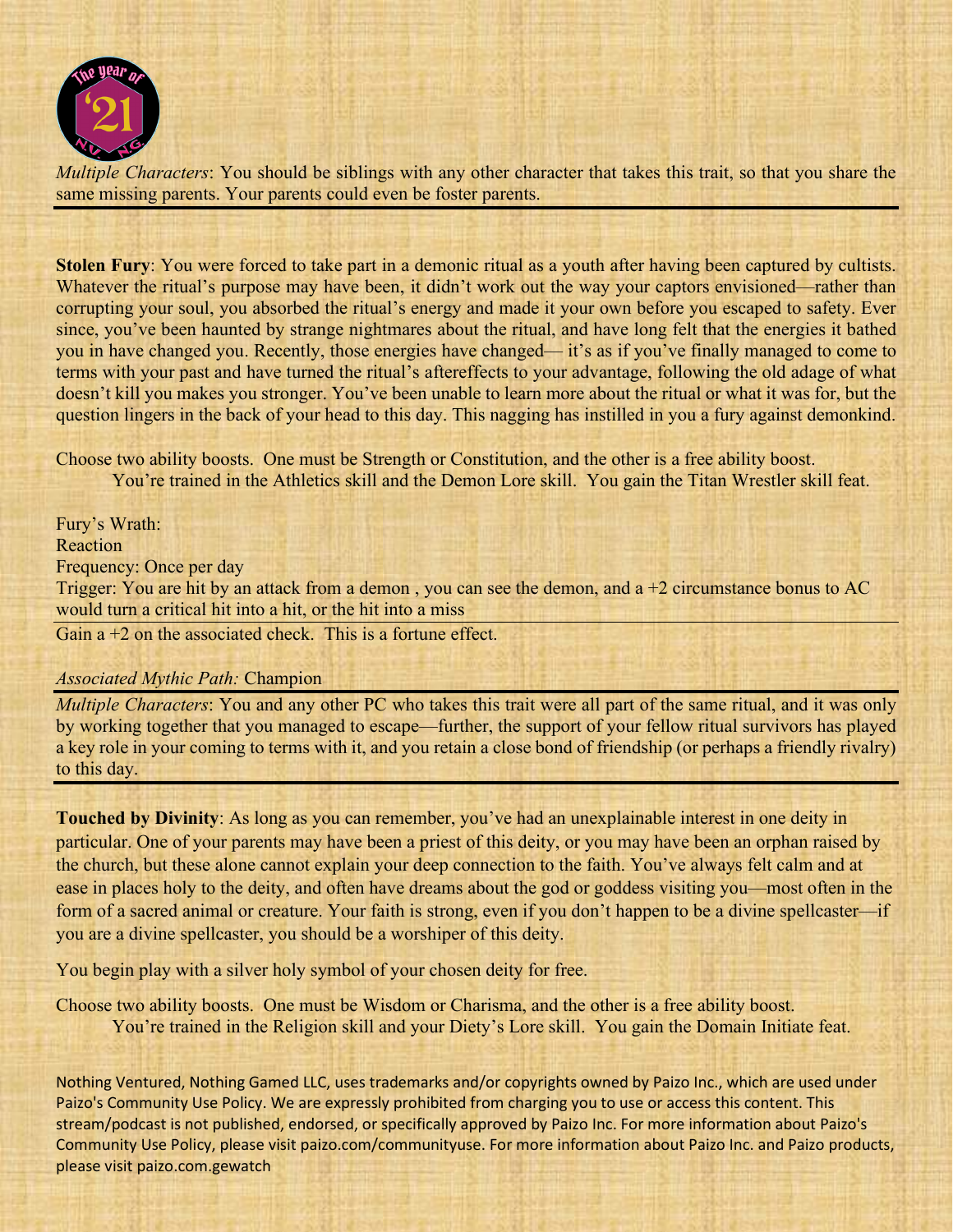*Multiple Characters*: You should be siblings with any other character that takes this trait, so that you share the same missing parents. Your parents could even be foster parents.

---

**Stolen Fury**: You were forced to take part in a demonic ritual as a youth after having been captured by cultists. Whatever the ritual's purpose may have been, it didn't work out the way your captors envisioned—rather than corrupting your soul, you absorbed the ritual's energy and made it your own before you escaped to safety. Ever since, you've been haunted by strange nightmares about the ritual, and have long felt that the energies it bathed you in have changed you. Recently, those energies have changed— it's as if you've finally managed to come to terms with your past and have turned the ritual's aftereffects to your advantage, following the old adage of what doesn't kill you makes you stronger. You've been unable to learn more about the ritual or what it was for, but the question lingers in the back of your head to this day. This nagging has instilled in you a fury against demonkind.

Choose two ability boosts. One must be Strength or Constitution, and the other is a free ability boost.
You're trained in the Athletics skill and the Demon Lore skill. You gain the Titan Wrestler skill feat.

Fury's Wrath:
Reaction
Frequency: Once per day
Trigger: You are hit by an attack from a demon , you can see the demon, and a +2 circumstance bonus to AC would turn a critical hit into a hit, or the hit into a miss

---

Gain a +2 on the associated check. This is a fortune effect.

*Associated Mythic Path:* Champion

---

*Multiple Characters*: You and any other PC who takes this trait were all part of the same ritual, and it was only by working together that you managed to escape—further, the support of your fellow ritual survivors has played a key role in your coming to terms with it, and you retain a close bond of friendship (or perhaps a friendly rivalry) to this day.

---

**Touched by Divinity**: As long as you can remember, you've had an unexplainable interest in one deity in particular. One of your parents may have been a priest of this deity, or you may have been an orphan raised by the church, but these alone cannot explain your deep connection to the faith. You've always felt calm and at ease in places holy to the deity, and often have dreams about the god or goddess visiting you—most often in the form of a sacred animal or creature. Your faith is strong, even if you don't happen to be a divine spellcaster—if you are a divine spellcaster, you should be a worshiper of this deity.

You begin play with a silver holy symbol of your chosen deity for free.

Choose two ability boosts. One must be Wisdom or Charisma, and the other is a free ability boost.
You're trained in the Religion skill and your Diety's Lore skill. You gain the Domain Initiate feat.

Nothing Ventured, Nothing Gamed LLC, uses trademarks and/or copyrights owned by Paizo Inc., which are used under Paizo's Community Use Policy. We are expressly prohibited from charging you to use or access this content. This stream/podcast is not published, endorsed, or specifically approved by Paizo Inc. For more information about Paizo's Community Use Policy, please visit paizo.com/communityuse. For more information about Paizo Inc. and Paizo products, please visit paizo.com.gewatch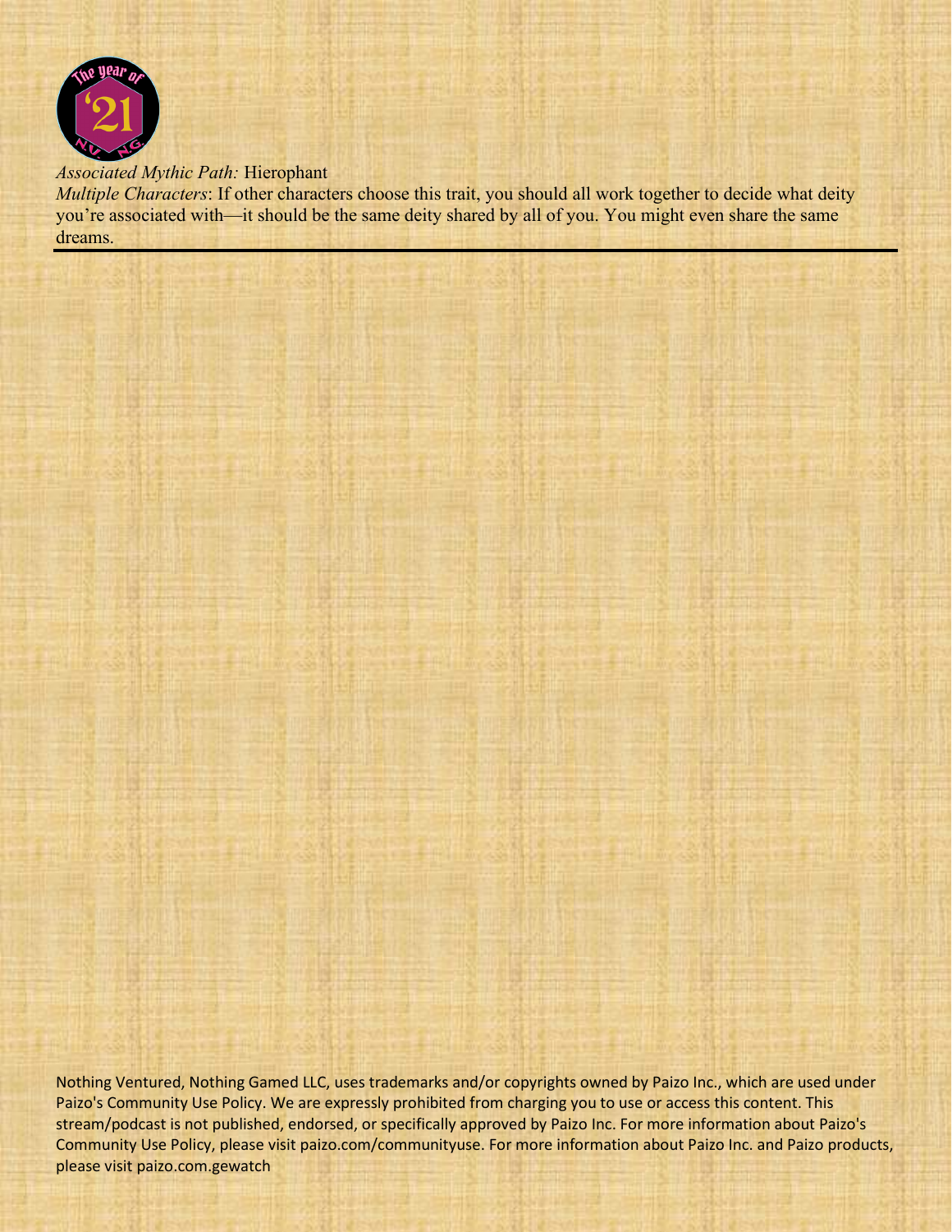*Associated Mythic Path:* Hierophant

*Multiple Characters*: If other characters choose this trait, you should all work together to decide what deity you're associated with—it should be the same deity shared by all of you. You might even share the same dreams.

---

Nothing Ventured, Nothing Gamed LLC, uses trademarks and/or copyrights owned by Paizo Inc., which are used under Paizo's Community Use Policy. We are expressly prohibited from charging you to use or access this content. This stream/podcast is not published, endorsed, or specifically approved by Paizo Inc. For more information about Paizo's Community Use Policy, please visit paizo.com/communityuse. For more information about Paizo Inc. and Paizo products, please visit paizo.com.gewatch